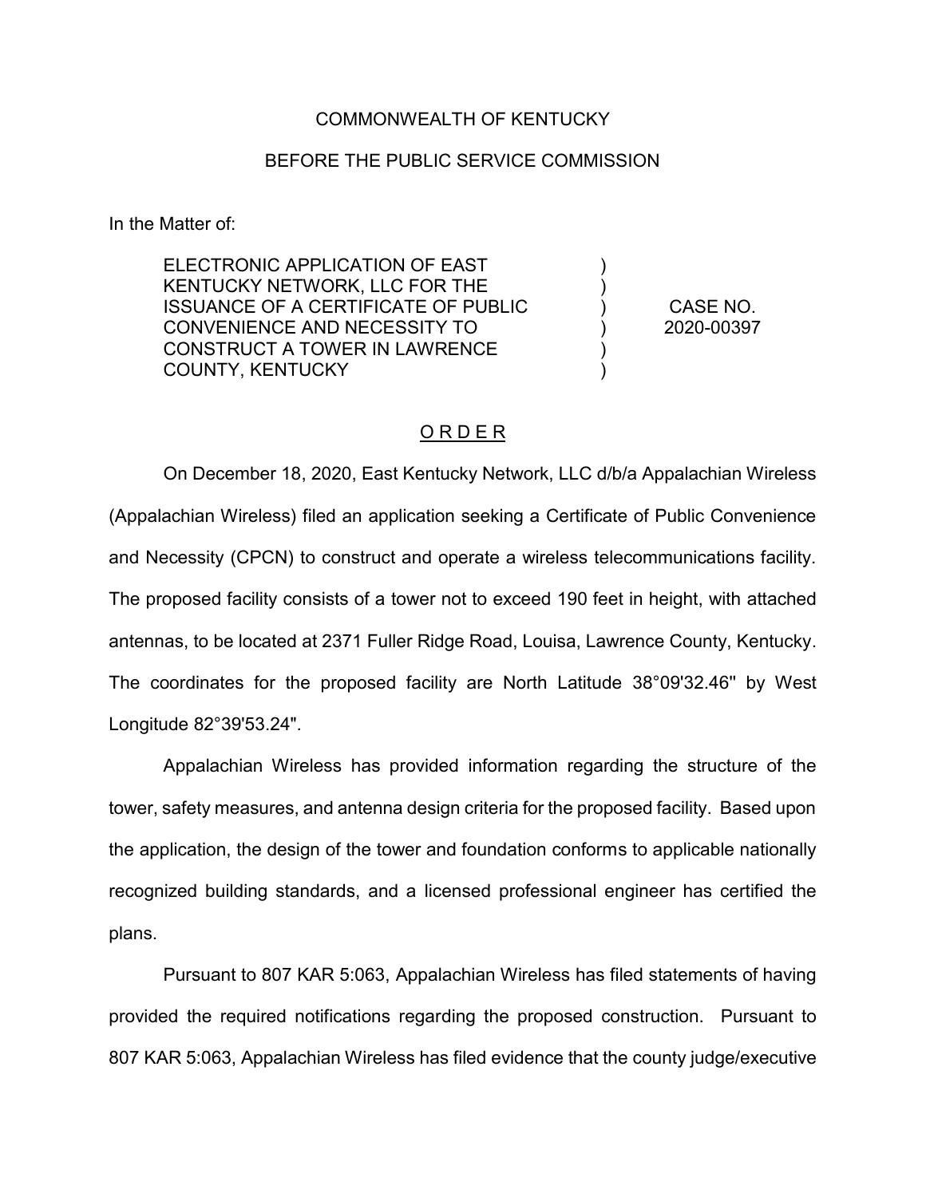COMMONWEALTH OF KENTUCKY

BEFORE THE PUBLIC SERVICE COMMISSION

In the Matter of:

| | | |
|---|---|---|
| ELECTRONIC APPLICATION OF EAST KENTUCKY NETWORK, LLC FOR THE ISSUANCE OF A CERTIFICATE OF PUBLIC CONVENIENCE AND NECESSITY TO CONSTRUCT A TOWER IN LAWRENCE COUNTY, KENTUCKY | ) ) ) ) ) ) | CASE NO. 2020-00397 |

<u>O R D E R</u>

On December 18, 2020, East Kentucky Network, LLC d/b/a Appalachian Wireless (Appalachian Wireless) filed an application seeking a Certificate of Public Convenience and Necessity (CPCN) to construct and operate a wireless telecommunications facility. The proposed facility consists of a tower not to exceed 190 feet in height, with attached antennas, to be located at 2371 Fuller Ridge Road, Louisa, Lawrence County, Kentucky. The coordinates for the proposed facility are North Latitude 38°09'32.46" by West Longitude 82°39'53.24".

Appalachian Wireless has provided information regarding the structure of the tower, safety measures, and antenna design criteria for the proposed facility. Based upon the application, the design of the tower and foundation conforms to applicable nationally recognized building standards, and a licensed professional engineer has certified the plans.

Pursuant to 807 KAR 5:063, Appalachian Wireless has filed statements of having provided the required notifications regarding the proposed construction. Pursuant to 807 KAR 5:063, Appalachian Wireless has filed evidence that the county judge/executive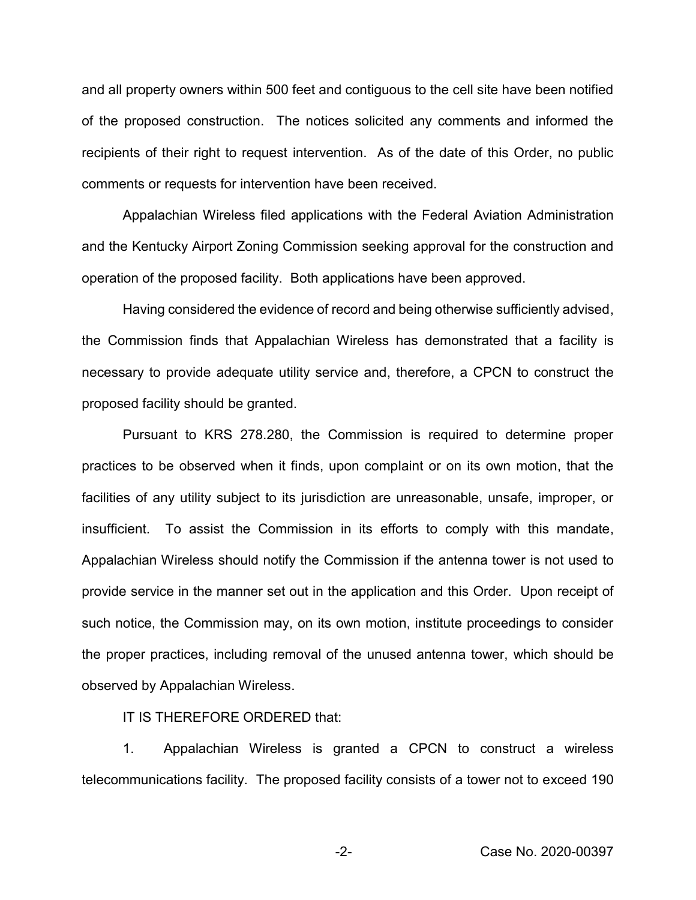and all property owners within 500 feet and contiguous to the cell site have been notified of the proposed construction. The notices solicited any comments and informed the recipients of their right to request intervention. As of the date of this Order, no public comments or requests for intervention have been received.

Appalachian Wireless filed applications with the Federal Aviation Administration and the Kentucky Airport Zoning Commission seeking approval for the construction and operation of the proposed facility. Both applications have been approved.

Having considered the evidence of record and being otherwise sufficiently advised, the Commission finds that Appalachian Wireless has demonstrated that a facility is necessary to provide adequate utility service and, therefore, a CPCN to construct the proposed facility should be granted.

Pursuant to KRS 278.280, the Commission is required to determine proper practices to be observed when it finds, upon complaint or on its own motion, that the facilities of any utility subject to its jurisdiction are unreasonable, unsafe, improper, or insufficient. To assist the Commission in its efforts to comply with this mandate, Appalachian Wireless should notify the Commission if the antenna tower is not used to provide service in the manner set out in the application and this Order. Upon receipt of such notice, the Commission may, on its own motion, institute proceedings to consider the proper practices, including removal of the unused antenna tower, which should be observed by Appalachian Wireless.

IT IS THEREFORE ORDERED that:

1. Appalachian Wireless is granted a CPCN to construct a wireless telecommunications facility. The proposed facility consists of a tower not to exceed 190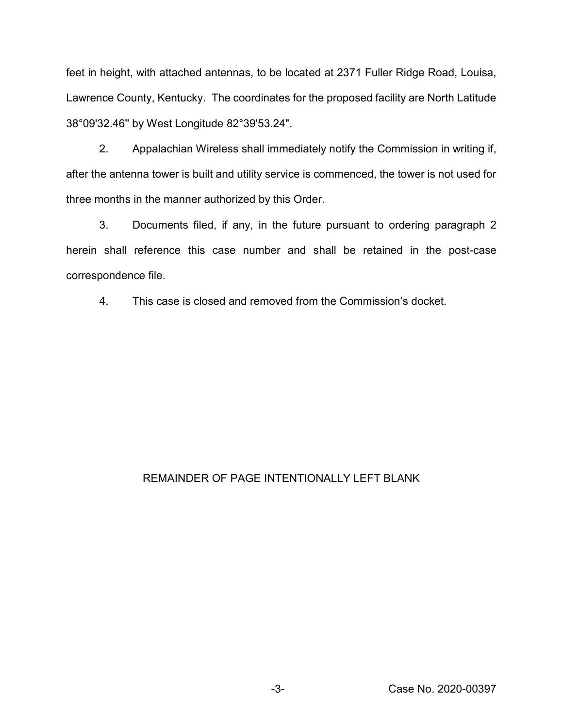feet in height, with attached antennas, to be located at 2371 Fuller Ridge Road, Louisa, Lawrence County, Kentucky. The coordinates for the proposed facility are North Latitude 38°09'32.46" by West Longitude 82°39'53.24".

2. Appalachian Wireless shall immediately notify the Commission in writing if, after the antenna tower is built and utility service is commenced, the tower is not used for three months in the manner authorized by this Order.

3. Documents filed, if any, in the future pursuant to ordering paragraph 2 herein shall reference this case number and shall be retained in the post-case correspondence file.

4. This case is closed and removed from the Commission's docket.

REMAINDER OF PAGE INTENTIONALLY LEFT BLANK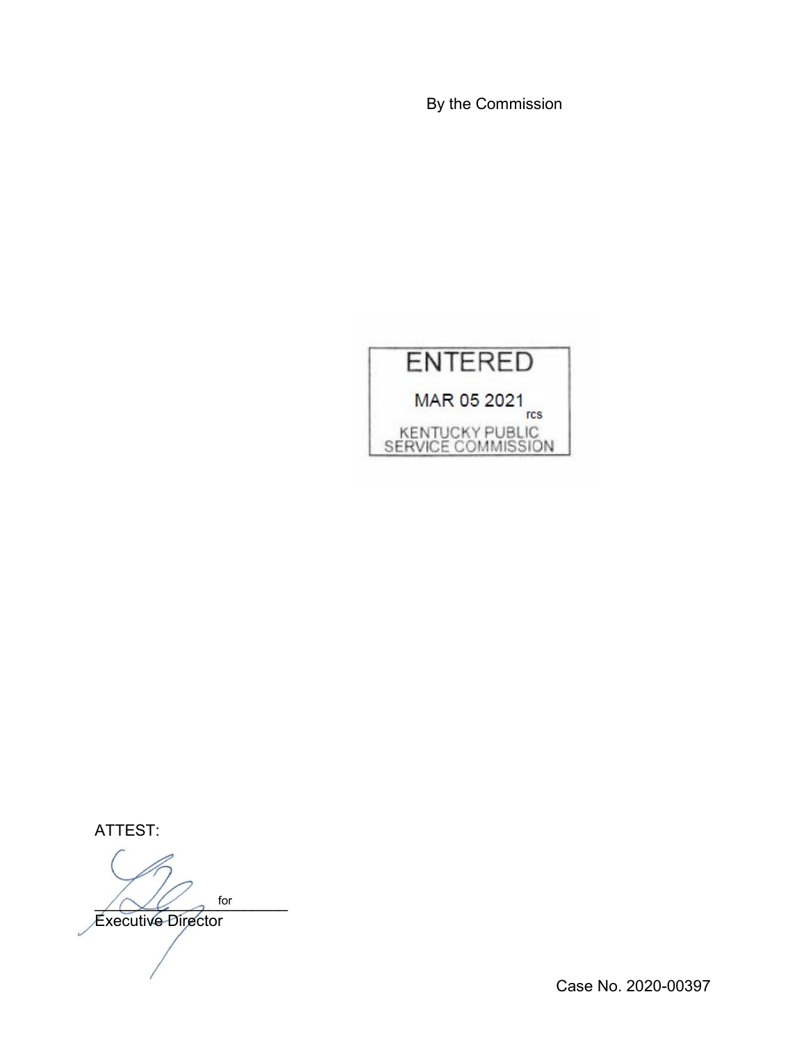By the Commission

ENTERED

MAR 05 2021

rcs

KENTUCKY PUBLIC SERVICE COMMISSION

ATTEST:

for

Executive Director

Case No. 2020-00397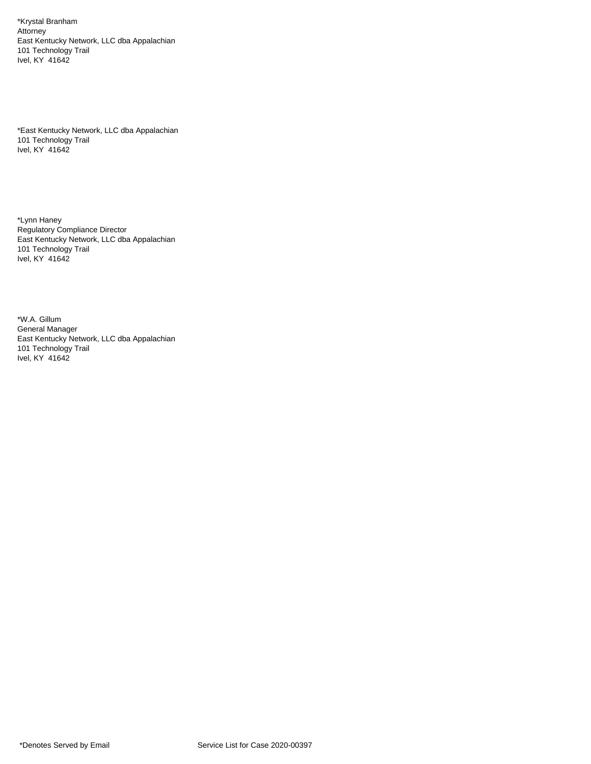*Krystal Branham
Attorney
East Kentucky Network, LLC dba Appalachian
101 Technology Trail
Ivel, KY  41642

*East Kentucky Network, LLC dba Appalachian
101 Technology Trail
Ivel, KY  41642

*Lynn Haney
Regulatory Compliance Director
East Kentucky Network, LLC dba Appalachian
101 Technology Trail
Ivel, KY  41642

*W.A. Gillum
General Manager
East Kentucky Network, LLC dba Appalachian
101 Technology Trail
Ivel, KY  41642

*Denotes Served by Email

Service List for Case 2020-00397